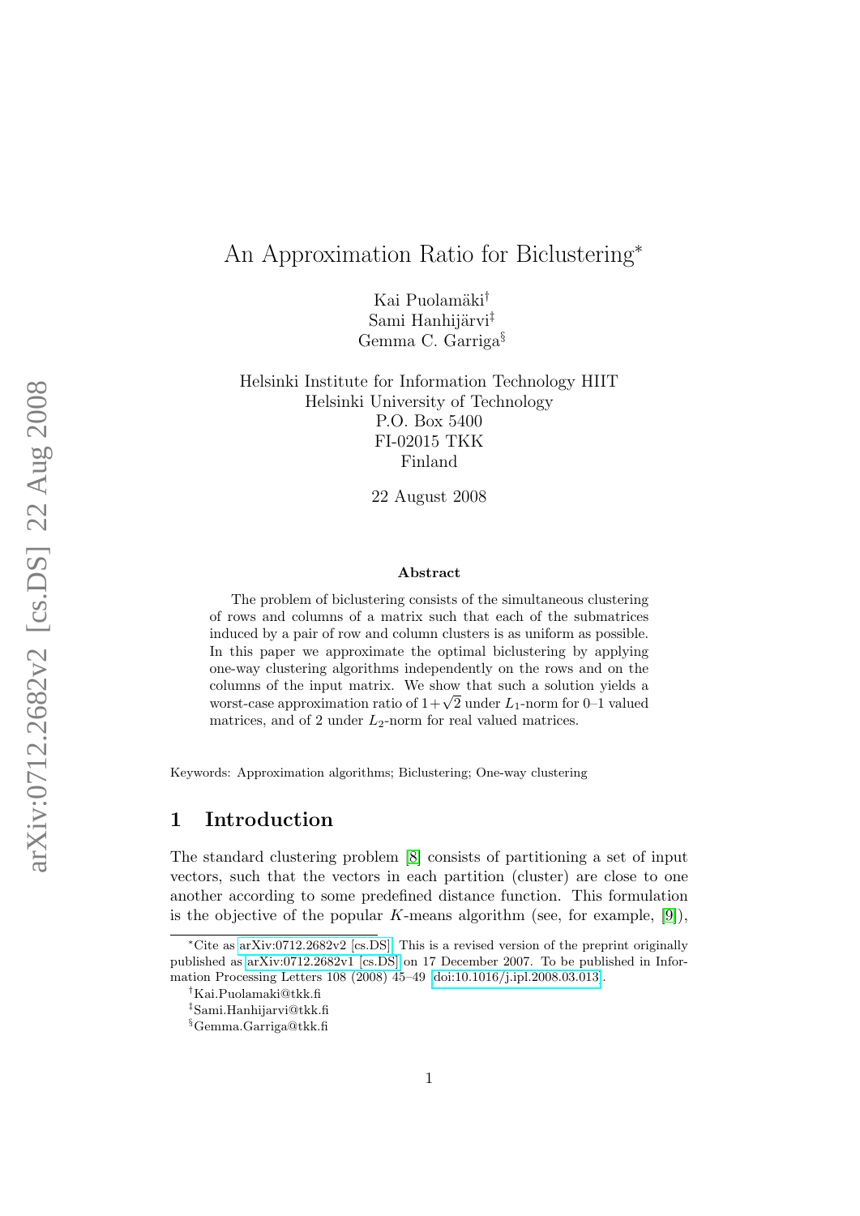# An Approximation Ratio for Biclustering[*]

Kai Puolamäki[†]
Sami Hanhijärvi[‡]
Gemma C. Garriga[§]

Helsinki Institute for Information Technology HIIT
Helsinki University of Technology
P.O. Box 5400
FI-02015 TKK
Finland

22 August 2008

### Abstract

The problem of biclustering consists of the simultaneous clustering of rows and columns of a matrix such that each of the submatrices induced by a pair of row and column clusters is as uniform as possible. In this paper we approximate the optimal biclustering by applying one-way clustering algorithms independently on the rows and on the columns of the input matrix. We show that such a solution yields a worst-case approximation ratio of $1+\sqrt{2}$ under $L_1$-norm for 0–1 valued matrices, and of 2 under $L_2$-norm for real valued matrices.

Keywords: Approximation algorithms; Biclustering; One-way clustering

## 1 Introduction

The standard clustering problem [8] consists of partitioning a set of input vectors, such that the vectors in each partition (cluster) are close to one another according to some predefined distance function. This formulation is the objective of the popular $K$-means algorithm (see, for example, [9]),

[*]Cite as arXiv:0712.2682v2 [cs.DS]. This is a revised version of the preprint originally published as arXiv:0712.2682v1 [cs.DS] on 17 December 2007. To be published in Information Processing Letters 108 (2008) 45–49 doi:10.1016/j.ipl.2008.03.013.

[†]Kai.Puolamaki@tkk.fi

[‡]Sami.Hanhijarvi@tkk.fi

[§]Gemma.Garriga@tkk.fi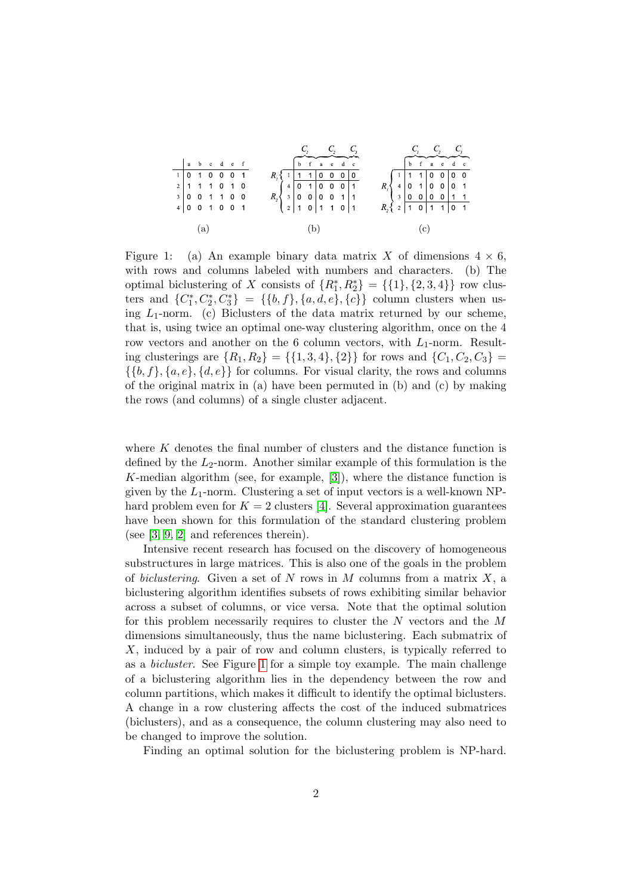|   | a | b | c | d | e | f |
|---|---|---|---|---|---|---|
| 1 | 0 | 1 | 0 | 0 | 0 | 1 |
| 2 | 1 | 1 | 1 | 0 | 1 | 0 |
| 3 | 0 | 0 | 1 | 1 | 0 | 0 |
| 4 | 0 | 0 | 1 | 0 | 0 | 1 |

(a)

|   |   | $C_1$ |   | $C_2$ |   |   | $C_3$ |
|---|---|---|---|---|---|---|---|
|   |   | b | f | a | e | d | c |
| $R_1$ | 1 | 1 | 1 | 0 | 0 | 0 | 0 |
| $R_2$ | 4 | 0 | 1 | 0 | 0 | 0 | 1 |
|   | 3 | 0 | 0 | 0 | 0 | 1 | 1 |
|   | 2 | 1 | 0 | 1 | 1 | 0 | 1 |

(b)

|   |   | $C_1$ |   | $C_2$ |   | $C_3$ |   |
|---|---|---|---|---|---|---|---|
|   |   | b | f | a | e | d | c |
| $R_1$ | 1 | 1 | 1 | 0 | 0 | 0 | 0 |
|   | 4 | 0 | 1 | 0 | 0 | 0 | 1 |
|   | 3 | 0 | 0 | 0 | 0 | 1 | 1 |
| $R_2$ | 2 | 1 | 0 | 1 | 1 | 0 | 1 |

(c)

Figure 1: (a) An example binary data matrix $X$ of dimensions $4 \times 6$, with rows and columns labeled with numbers and characters. (b) The optimal biclustering of $X$ consists of $\{R_1^*, R_2^*\} = \{\{1\}, \{2, 3, 4\}\}$ row clusters and $\{C_1^*, C_2^*, C_3^*\} = \{\{b, f\}, \{a, d, e\}, \{c\}\}$ column clusters when using $L_1$-norm. (c) Biclusters of the data matrix returned by our scheme, that is, using twice an optimal one-way clustering algorithm, once on the 4 row vectors and another on the 6 column vectors, with $L_1$-norm. Resulting clusterings are $\{R_1, R_2\} = \{\{1, 3, 4\}, \{2\}\}$ for rows and $\{C_1, C_2, C_3\} = \{\{b, f\}, \{a, e\}, \{d, e\}\}$ for columns. For visual clarity, the rows and columns of the original matrix in (a) have been permuted in (b) and (c) by making the rows (and columns) of a single cluster adjacent.

where $K$ denotes the final number of clusters and the distance function is defined by the $L_2$-norm. Another similar example of this formulation is the $K$-median algorithm (see, for example, [3]), where the distance function is given by the $L_1$-norm. Clustering a set of input vectors is a well-known NP-hard problem even for $K = 2$ clusters [4]. Several approximation guarantees have been shown for this formulation of the standard clustering problem (see [3, 9, 2] and references therein).

Intensive recent research has focused on the discovery of homogeneous substructures in large matrices. This is also one of the goals in the problem of *biclustering*. Given a set of $N$ rows in $M$ columns from a matrix $X$, a biclustering algorithm identifies subsets of rows exhibiting similar behavior across a subset of columns, or vice versa. Note that the optimal solution for this problem necessarily requires to cluster the $N$ vectors and the $M$ dimensions simultaneously, thus the name biclustering. Each submatrix of $X$, induced by a pair of row and column clusters, is typically referred to as a *bicluster*. See Figure 1 for a simple toy example. The main challenge of a biclustering algorithm lies in the dependency between the row and column partitions, which makes it difficult to identify the optimal biclusters. A change in a row clustering affects the cost of the induced submatrices (biclusters), and as a consequence, the column clustering may also need to be changed to improve the solution.

Finding an optimal solution for the biclustering problem is NP-hard.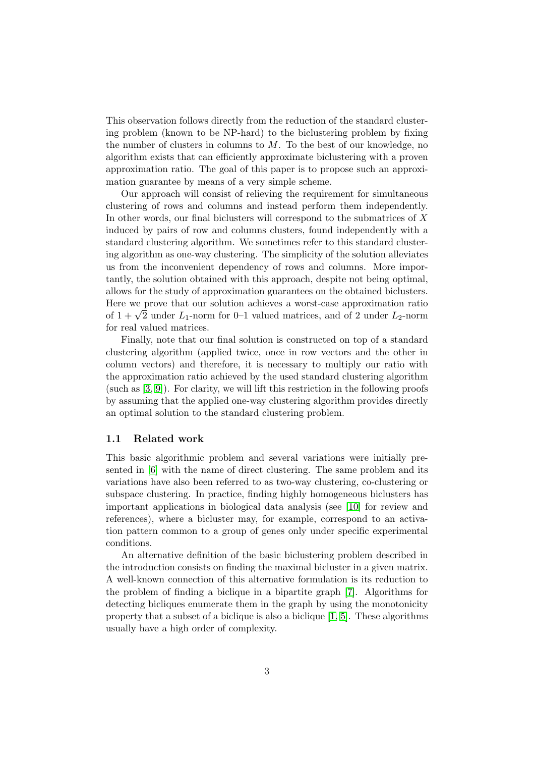This observation follows directly from the reduction of the standard clustering problem (known to be NP-hard) to the biclustering problem by fixing the number of clusters in columns to $M$. To the best of our knowledge, no algorithm exists that can efficiently approximate biclustering with a proven approximation ratio. The goal of this paper is to propose such an approximation guarantee by means of a very simple scheme.

Our approach will consist of relieving the requirement for simultaneous clustering of rows and columns and instead perform them independently. In other words, our final biclusters will correspond to the submatrices of $X$ induced by pairs of row and columns clusters, found independently with a standard clustering algorithm. We sometimes refer to this standard clustering algorithm as one-way clustering. The simplicity of the solution alleviates us from the inconvenient dependency of rows and columns. More importantly, the solution obtained with this approach, despite not being optimal, allows for the study of approximation guarantees on the obtained biclusters. Here we prove that our solution achieves a worst-case approximation ratio of $1 + \sqrt{2}$ under $L_1$-norm for 0–1 valued matrices, and of 2 under $L_2$-norm for real valued matrices.

Finally, note that our final solution is constructed on top of a standard clustering algorithm (applied twice, once in row vectors and the other in column vectors) and therefore, it is necessary to multiply our ratio with the approximation ratio achieved by the used standard clustering algorithm (such as [3, 9]). For clarity, we will lift this restriction in the following proofs by assuming that the applied one-way clustering algorithm provides directly an optimal solution to the standard clustering problem.

### 1.1 Related work

This basic algorithmic problem and several variations were initially presented in [6] with the name of direct clustering. The same problem and its variations have also been referred to as two-way clustering, co-clustering or subspace clustering. In practice, finding highly homogeneous biclusters has important applications in biological data analysis (see [10] for review and references), where a bicluster may, for example, correspond to an activation pattern common to a group of genes only under specific experimental conditions.

An alternative definition of the basic biclustering problem described in the introduction consists on finding the maximal bicluster in a given matrix. A well-known connection of this alternative formulation is its reduction to the problem of finding a biclique in a bipartite graph [7]. Algorithms for detecting bicliques enumerate them in the graph by using the monotonicity property that a subset of a biclique is also a biclique [1, 5]. These algorithms usually have a high order of complexity.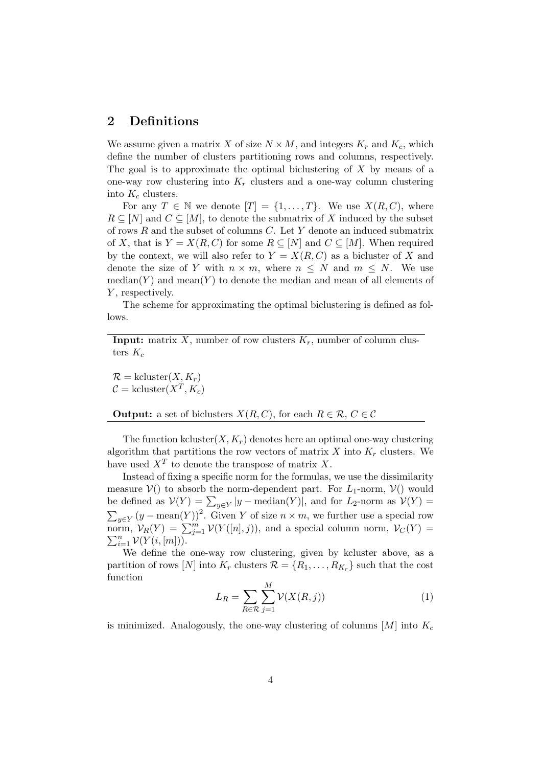## 2 Definitions

We assume given a matrix $X$ of size $N \times M$, and integers $K_r$ and $K_c$, which define the number of clusters partitioning rows and columns, respectively. The goal is to approximate the optimal biclustering of $X$ by means of a one-way row clustering into $K_r$ clusters and a one-way column clustering into $K_c$ clusters.

For any $T \in \mathbb{N}$ we denote $[T] = \{1, \ldots, T\}$. We use $X(R, C)$, where $R \subseteq [N]$ and $C \subseteq [M]$, to denote the submatrix of $X$ induced by the subset of rows $R$ and the subset of columns $C$. Let $Y$ denote an induced submatrix of $X$, that is $Y = X(R, C)$ for some $R \subseteq [N]$ and $C \subseteq [M]$. When required by the context, we will also refer to $Y = X(R, C)$ as a bicluster of $X$ and denote the size of $Y$ with $n \times m$, where $n \leq N$ and $m \leq N$. We use $\text{median}(Y)$ and $\text{mean}(Y)$ to denote the median and mean of all elements of $Y$, respectively.

The scheme for approximating the optimal biclustering is defined as follows.

---

**Input:** matrix $X$, number of row clusters $K_r$, number of column clusters $K_c$

$\mathcal{R} = \text{kcluster}(X, K_r)$
$\mathcal{C} = \text{kcluster}(X^T, K_c)$

**Output:** a set of biclusters $X(R, C)$, for each $R \in \mathcal{R}$, $C \in \mathcal{C}$

---

The function $\text{kcluster}(X, K_r)$ denotes here an optimal one-way clustering algorithm that partitions the row vectors of matrix $X$ into $K_r$ clusters. We have used $X^T$ to denote the transpose of matrix $X$.

Instead of fixing a specific norm for the formulas, we use the dissimilarity measure $\mathcal{V}()$ to absorb the norm-dependent part. For $L_1$-norm, $\mathcal{V}()$ would be defined as $\mathcal{V}(Y) = \sum_{y \in Y} |y - \text{median}(Y)|$, and for $L_2$-norm as $\mathcal{V}(Y) = \sum_{y \in Y} (y - \text{mean}(Y))^2$. Given $Y$ of size $n \times m$, we further use a special row norm, $\mathcal{V}_R(Y) = \sum_{j=1}^{m} \mathcal{V}(Y([n], j))$, and a special column norm, $\mathcal{V}_C(Y) = \sum_{i=1}^{n} \mathcal{V}(Y(i, [m]))$.

We define the one-way row clustering, given by kcluster above, as a partition of rows $[N]$ into $K_r$ clusters $\mathcal{R} = \{R_1, \ldots, R_{K_r}\}$ such that the cost function

$$L_R = \sum_{R \in \mathcal{R}} \sum_{j=1}^{M} \mathcal{V}(X(R, j)) \tag{1}$$

is minimized. Analogously, the one-way clustering of columns $[M]$ into $K_c$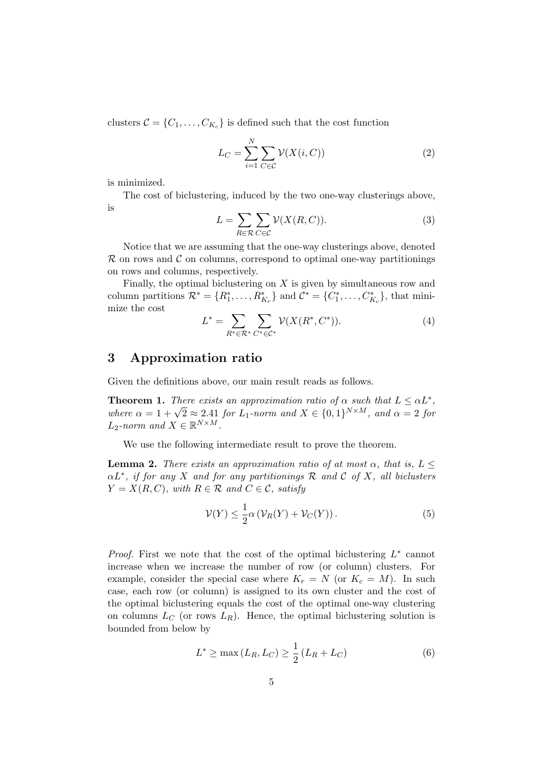clusters $\mathcal{C} = \{C_1, \ldots, C_{K_c}\}$ is defined such that the cost function

$$L_C = \sum_{i=1}^{N} \sum_{C \in \mathcal{C}} \mathcal{V}(X(i, C)) \tag{2}$$

is minimized.

The cost of biclustering, induced by the two one-way clusterings above, is

$$L = \sum_{R \in \mathcal{R}} \sum_{C \in \mathcal{C}} \mathcal{V}(X(R, C)). \tag{3}$$

Notice that we are assuming that the one-way clusterings above, denoted $\mathcal{R}$ on rows and $\mathcal{C}$ on columns, correspond to optimal one-way partitionings on rows and columns, respectively.

Finally, the optimal biclustering on $X$ is given by simultaneous row and column partitions $\mathcal{R}^* = \{R_1^*, \ldots, R_{K_r}^*\}$ and $\mathcal{C}^* = \{C_1^*, \ldots, C_{K_c}^*\}$, that minimize the cost

$$L^* = \sum_{R^* \in \mathcal{R}^*} \sum_{C^* \in \mathcal{C}^*} \mathcal{V}(X(R^*, C^*)). \tag{4}$$

## 3 Approximation ratio

Given the definitions above, our main result reads as follows.

**Theorem 1.** *There exists an approximation ratio of $\alpha$ such that $L \leq \alpha L^*$, where $\alpha = 1 + \sqrt{2} \approx 2.41$ for $L_1$-norm and $X \in \{0, 1\}^{N \times M}$, and $\alpha = 2$ for $L_2$-norm and $X \in \mathbb{R}^{N \times M}$.*

We use the following intermediate result to prove the theorem.

**Lemma 2.** *There exists an approximation ratio of at most $\alpha$, that is, $L \leq \alpha L^*$, if for any $X$ and for any partitionings $\mathcal{R}$ and $\mathcal{C}$ of $X$, all biclusters $Y = X(R, C)$, with $R \in \mathcal{R}$ and $C \in \mathcal{C}$, satisfy*

$$\mathcal{V}(Y) \leq \frac{1}{2} \alpha \left( \mathcal{V}_R(Y) + \mathcal{V}_C(Y) \right). \tag{5}$$

*Proof.* First we note that the cost of the optimal biclustering $L^*$ cannot increase when we increase the number of row (or column) clusters. For example, consider the special case where $K_r = N$ (or $K_c = M$). In such case, each row (or column) is assigned to its own cluster and the cost of the optimal biclustering equals the cost of the optimal one-way clustering on columns $L_C$ (or rows $L_R$). Hence, the optimal biclustering solution is bounded from below by

$$L^* \geq \max \left( L_R, L_C \right) \geq \frac{1}{2} \left( L_R + L_C \right) \tag{6}$$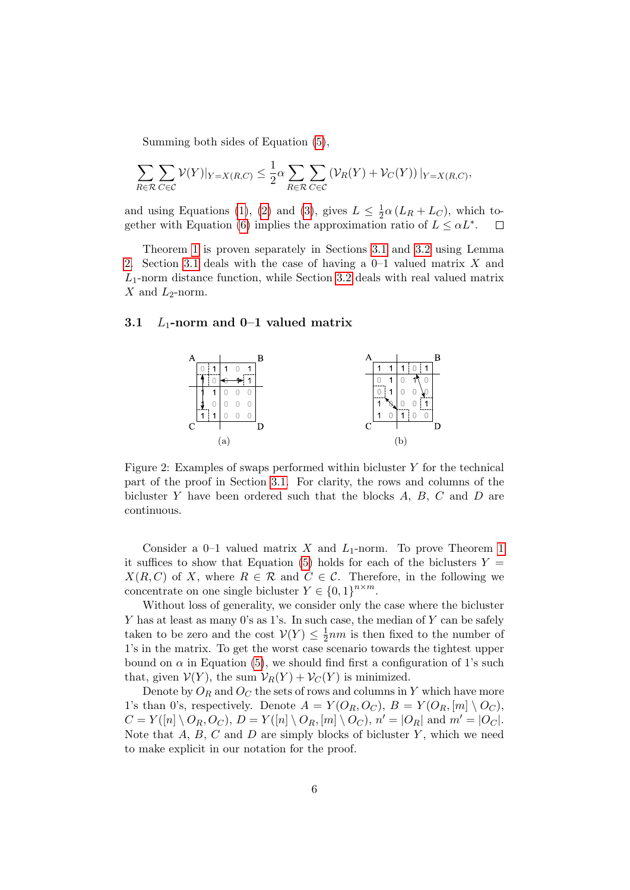Summing both sides of Equation (5),

$$\sum_{R\in\mathcal{R}}\sum_{C\in\mathcal{C}} \mathcal{V}(Y)|_{Y=X(R,C)} \leq \frac{1}{2}\alpha \sum_{R\in\mathcal{R}}\sum_{C\in\mathcal{C}} \left(\mathcal{V}_R(Y) + \mathcal{V}_C(Y)\right)|_{Y=X(R,C)},$$

and using Equations (1), (2) and (3), gives $L \leq \frac{1}{2}\alpha\left(L_R + L_C\right)$, which together with Equation (6) implies the approximation ratio of $L \leq \alpha L^*$. □

Theorem 1 is proven separately in Sections 3.1 and 3.2 using Lemma 2. Section 3.1 deals with the case of having a 0–1 valued matrix $X$ and $L_1$-norm distance function, while Section 3.2 deals with real valued matrix $X$ and $L_2$-norm.

### 3.1 $L_1$-norm and 0–1 valued matrix

Figure 2: Examples of swaps performed within bicluster $Y$ for the technical part of the proof in Section 3.1. For clarity, the rows and columns of the bicluster $Y$ have been ordered such that the blocks $A$, $B$, $C$ and $D$ are continuous.

Consider a 0–1 valued matrix $X$ and $L_1$-norm. To prove Theorem 1 it suffices to show that Equation (5) holds for each of the biclusters $Y = X(R,C)$ of $X$, where $R \in \mathcal{R}$ and $C \in \mathcal{C}$. Therefore, in the following we concentrate on one single bicluster $Y \in \{0,1\}^{n\times m}$.

Without loss of generality, we consider only the case where the bicluster $Y$ has at least as many 0's as 1's. In such case, the median of $Y$ can be safely taken to be zero and the cost $\mathcal{V}(Y) \leq \frac{1}{2}nm$ is then fixed to the number of 1's in the matrix. To get the worst case scenario towards the tightest upper bound on $\alpha$ in Equation (5), we should find first a configuration of 1's such that, given $\mathcal{V}(Y)$, the sum $\mathcal{V}_R(Y) + \mathcal{V}_C(Y)$ is minimized.

Denote by $O_R$ and $O_C$ the sets of rows and columns in $Y$ which have more 1's than 0's, respectively. Denote $A = Y(O_R, O_C)$, $B = Y(O_R, [m]\setminus O_C)$, $C = Y([n]\setminus O_R, O_C)$, $D = Y([n]\setminus O_R, [m]\setminus O_C)$, $n' = |O_R|$ and $m' = |O_C|$. Note that $A$, $B$, $C$ and $D$ are simply blocks of bicluster $Y$, which we need to make explicit in our notation for the proof.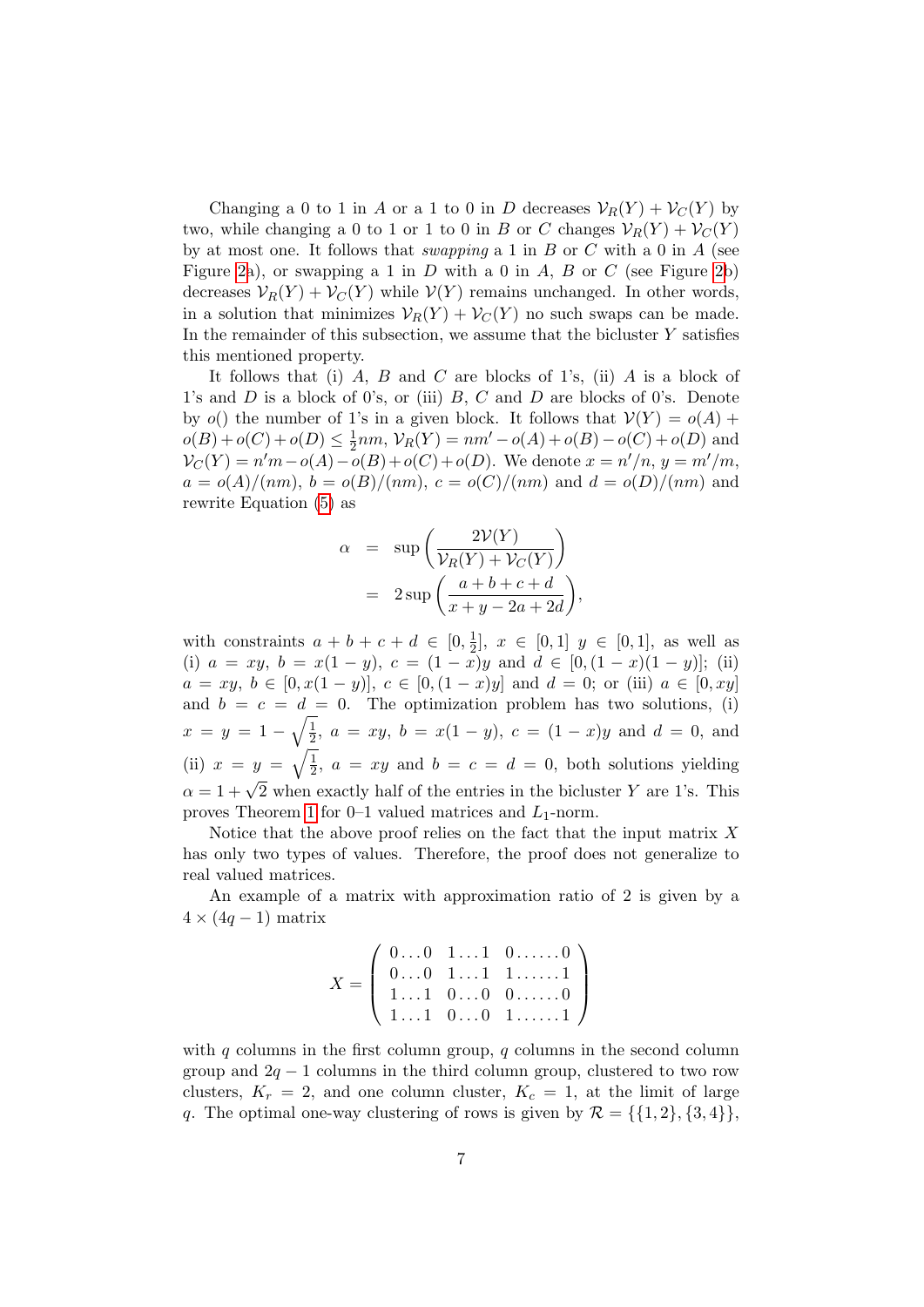Changing a 0 to 1 in $A$ or a 1 to 0 in $D$ decreases $\mathcal{V}_R(Y)+\mathcal{V}_C(Y)$ by two, while changing a 0 to 1 or 1 to 0 in $B$ or $C$ changes $\mathcal{V}_R(Y)+\mathcal{V}_C(Y)$ by at most one. It follows that *swapping* a 1 in $B$ or $C$ with a 0 in $A$ (see Figure 2a), or swapping a 1 in $D$ with a 0 in $A$, $B$ or $C$ (see Figure 2b) decreases $\mathcal{V}_R(Y)+\mathcal{V}_C(Y)$ while $\mathcal{V}(Y)$ remains unchanged. In other words, in a solution that minimizes $\mathcal{V}_R(Y)+\mathcal{V}_C(Y)$ no such swaps can be made. In the remainder of this subsection, we assume that the bicluster $Y$ satisfies this mentioned property.

It follows that (i) $A$, $B$ and $C$ are blocks of 1's, (ii) $A$ is a block of 1's and $D$ is a block of 0's, or (iii) $B$, $C$ and $D$ are blocks of 0's. Denote by $o()$ the number of 1's in a given block. It follows that $\mathcal{V}(Y)=o(A)+o(B)+o(C)+o(D)\leq\frac{1}{2}nm$, $\mathcal{V}_R(Y)=nm'-o(A)+o(B)-o(C)+o(D)$ and $\mathcal{V}_C(Y)=n'm-o(A)-o(B)+o(C)+o(D)$. We denote $x=n'/n$, $y=m'/m$, $a=o(A)/(nm)$, $b=o(B)/(nm)$, $c=o(C)/(nm)$ and $d=o(D)/(nm)$ and rewrite Equation (5) as

$$
\begin{aligned}
\alpha &= \sup\left(\frac{2\mathcal{V}(Y)}{\mathcal{V}_R(Y)+\mathcal{V}_C(Y)}\right)\\
&= 2\sup\left(\frac{a+b+c+d}{x+y-2a+2d}\right),
\end{aligned}
$$

with constraints $a+b+c+d\in[0,\frac{1}{2}]$, $x\in[0,1]$ $y\in[0,1]$, as well as (i) $a=xy$, $b=x(1-y)$, $c=(1-x)y$ and $d\in[0,(1-x)(1-y)]$; (ii) $a=xy$, $b\in[0,x(1-y)]$, $c\in[0,(1-x)y]$ and $d=0$; or (iii) $a\in[0,xy]$ and $b=c=d=0$. The optimization problem has two solutions, (i) $x=y=1-\sqrt{\frac{1}{2}}$, $a=xy$, $b=x(1-y)$, $c=(1-x)y$ and $d=0$, and (ii) $x=y=\sqrt{\frac{1}{2}}$, $a=xy$ and $b=c=d=0$, both solutions yielding $\alpha=1+\sqrt{2}$ when exactly half of the entries in the bicluster $Y$ are 1's. This proves Theorem 1 for 0–1 valued matrices and $L_1$-norm.

Notice that the above proof relies on the fact that the input matrix $X$ has only two types of values. Therefore, the proof does not generalize to real valued matrices.

An example of a matrix with approximation ratio of 2 is given by a $4\times(4q-1)$ matrix

$$
X=\begin{pmatrix}
0\ldots0 & 1\ldots1 & 0\ldots\ldots0\\
0\ldots0 & 1\ldots1 & 1\ldots\ldots1\\
1\ldots1 & 0\ldots0 & 0\ldots\ldots0\\
1\ldots1 & 0\ldots0 & 1\ldots\ldots1
\end{pmatrix}
$$

with $q$ columns in the first column group, $q$ columns in the second column group and $2q-1$ columns in the third column group, clustered to two row clusters, $K_r=2$, and one column cluster, $K_c=1$, at the limit of large $q$. The optimal one-way clustering of rows is given by $\mathcal{R}=\{\{1,2\},\{3,4\}\}$,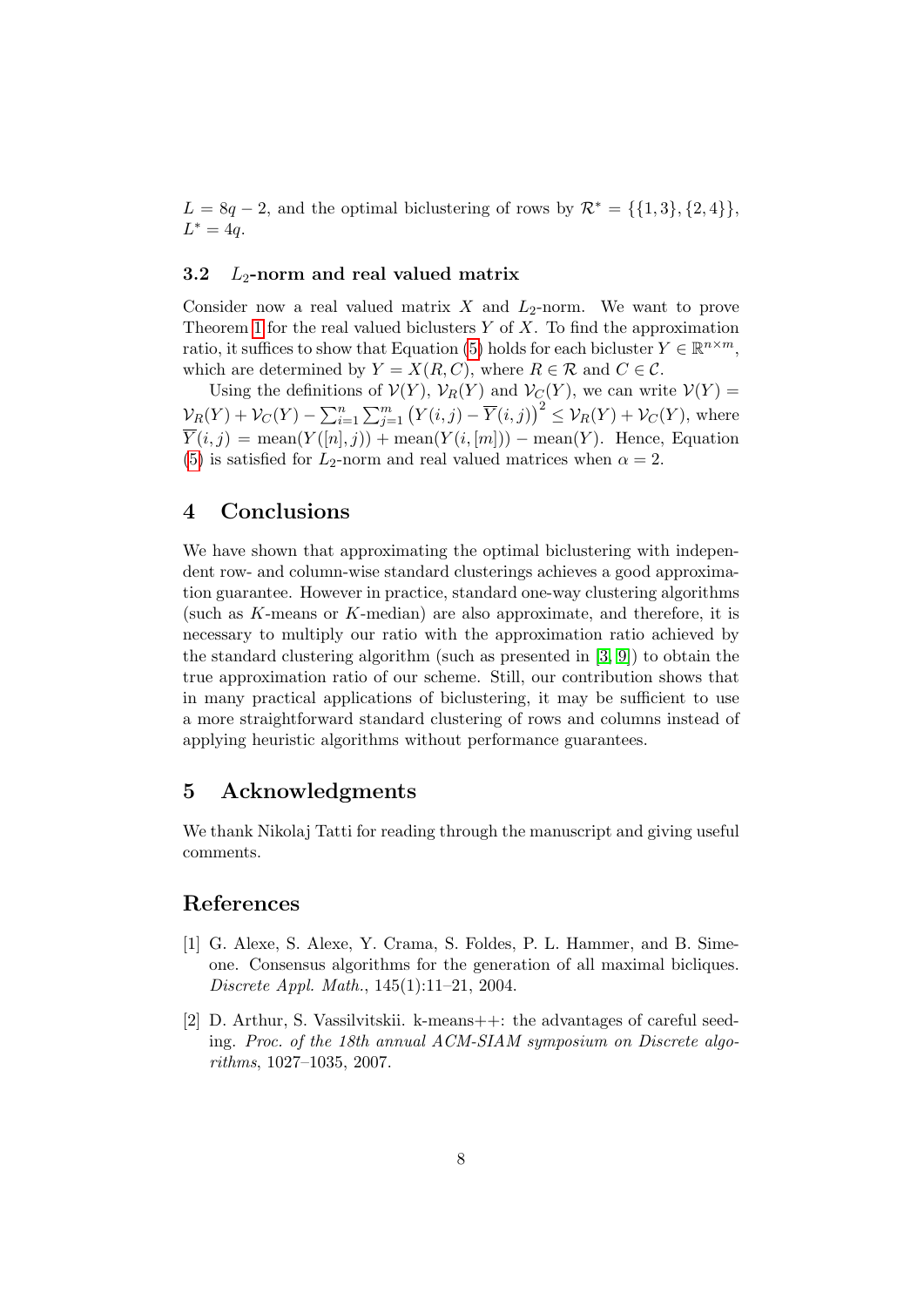$L = 8q - 2$, and the optimal biclustering of rows by $\mathcal{R}^* = \{\{1, 3\}, \{2, 4\}\}$, $L^* = 4q$.

### 3.2 $L_2$-norm and real valued matrix

Consider now a real valued matrix $X$ and $L_2$-norm. We want to prove Theorem 1 for the real valued biclusters $Y$ of $X$. To find the approximation ratio, it suffices to show that Equation (5) holds for each bicluster $Y \in \mathbb{R}^{n \times m}$, which are determined by $Y = X(R, C)$, where $R \in \mathcal{R}$ and $C \in \mathcal{C}$.

Using the definitions of $\mathcal{V}(Y)$, $\mathcal{V}_R(Y)$ and $\mathcal{V}_C(Y)$, we can write $\mathcal{V}(Y) = \mathcal{V}_R(Y) + \mathcal{V}_C(Y) - \sum_{i=1}^{n} \sum_{j=1}^{m} \left(Y(i,j) - \overline{Y}(i,j)\right)^2 \leq \mathcal{V}_R(Y) + \mathcal{V}_C(Y)$, where $\overline{Y}(i,j) = \text{mean}(Y([n], j)) + \text{mean}(Y(i, [m])) - \text{mean}(Y)$. Hence, Equation (5) is satisfied for $L_2$-norm and real valued matrices when $\alpha = 2$.

## 4 Conclusions

We have shown that approximating the optimal biclustering with independent row- and column-wise standard clusterings achieves a good approximation guarantee. However in practice, standard one-way clustering algorithms (such as $K$-means or $K$-median) are also approximate, and therefore, it is necessary to multiply our ratio with the approximation ratio achieved by the standard clustering algorithm (such as presented in [3, 9]) to obtain the true approximation ratio of our scheme. Still, our contribution shows that in many practical applications of biclustering, it may be sufficient to use a more straightforward standard clustering of rows and columns instead of applying heuristic algorithms without performance guarantees.

## 5 Acknowledgments

We thank Nikolaj Tatti for reading through the manuscript and giving useful comments.

## References

[1] G. Alexe, S. Alexe, Y. Crama, S. Foldes, P. L. Hammer, and B. Simeone. Consensus algorithms for the generation of all maximal bicliques. *Discrete Appl. Math.*, 145(1):11–21, 2004.

[2] D. Arthur, S. Vassilvitskii. k-means++: the advantages of careful seeding. *Proc. of the 18th annual ACM-SIAM symposium on Discrete algorithms*, 1027–1035, 2007.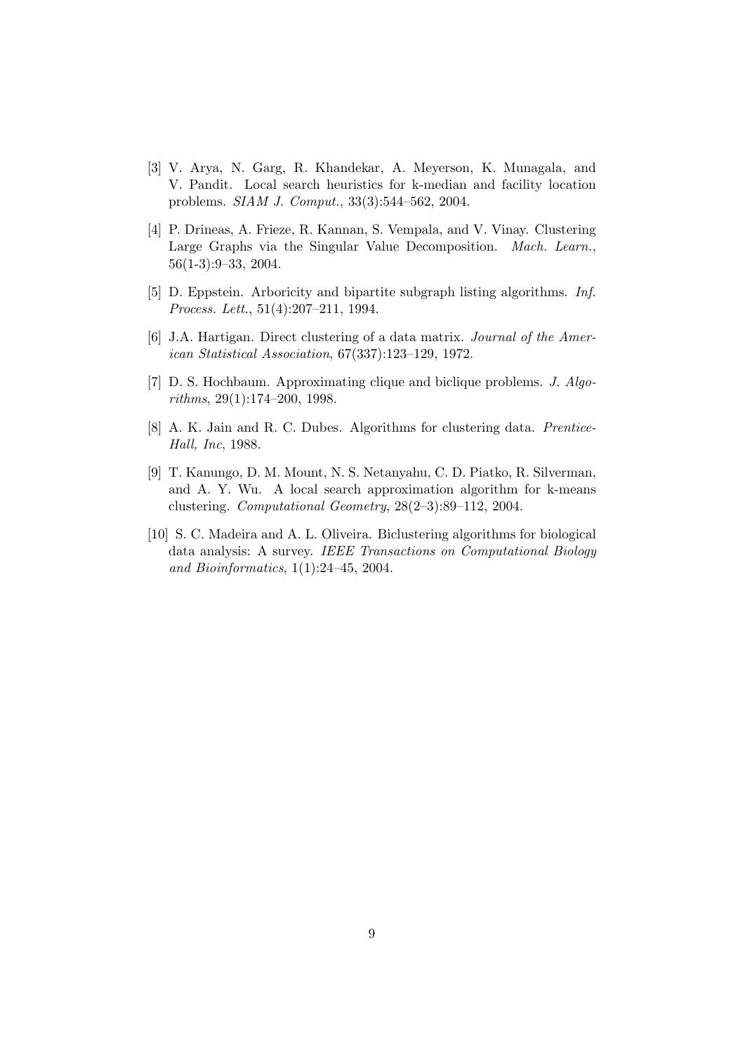[3] V. Arya, N. Garg, R. Khandekar, A. Meyerson, K. Munagala, and V. Pandit. Local search heuristics for k-median and facility location problems. *SIAM J. Comput.*, 33(3):544–562, 2004.

[4] P. Drineas, A. Frieze, R. Kannan, S. Vempala, and V. Vinay. Clustering Large Graphs via the Singular Value Decomposition. *Mach. Learn.*, 56(1-3):9–33, 2004.

[5] D. Eppstein. Arboricity and bipartite subgraph listing algorithms. *Inf. Process. Lett.*, 51(4):207–211, 1994.

[6] J.A. Hartigan. Direct clustering of a data matrix. *Journal of the American Statistical Association*, 67(337):123–129, 1972.

[7] D. S. Hochbaum. Approximating clique and biclique problems. *J. Algorithms*, 29(1):174–200, 1998.

[8] A. K. Jain and R. C. Dubes. Algorithms for clustering data. *Prentice-Hall, Inc*, 1988.

[9] T. Kanungo, D. M. Mount, N. S. Netanyahu, C. D. Piatko, R. Silverman, and A. Y. Wu. A local search approximation algorithm for k-means clustering. *Computational Geometry*, 28(2–3):89–112, 2004.

[10] S. C. Madeira and A. L. Oliveira. Biclustering algorithms for biological data analysis: A survey. *IEEE Transactions on Computational Biology and Bioinformatics*, 1(1):24–45, 2004.